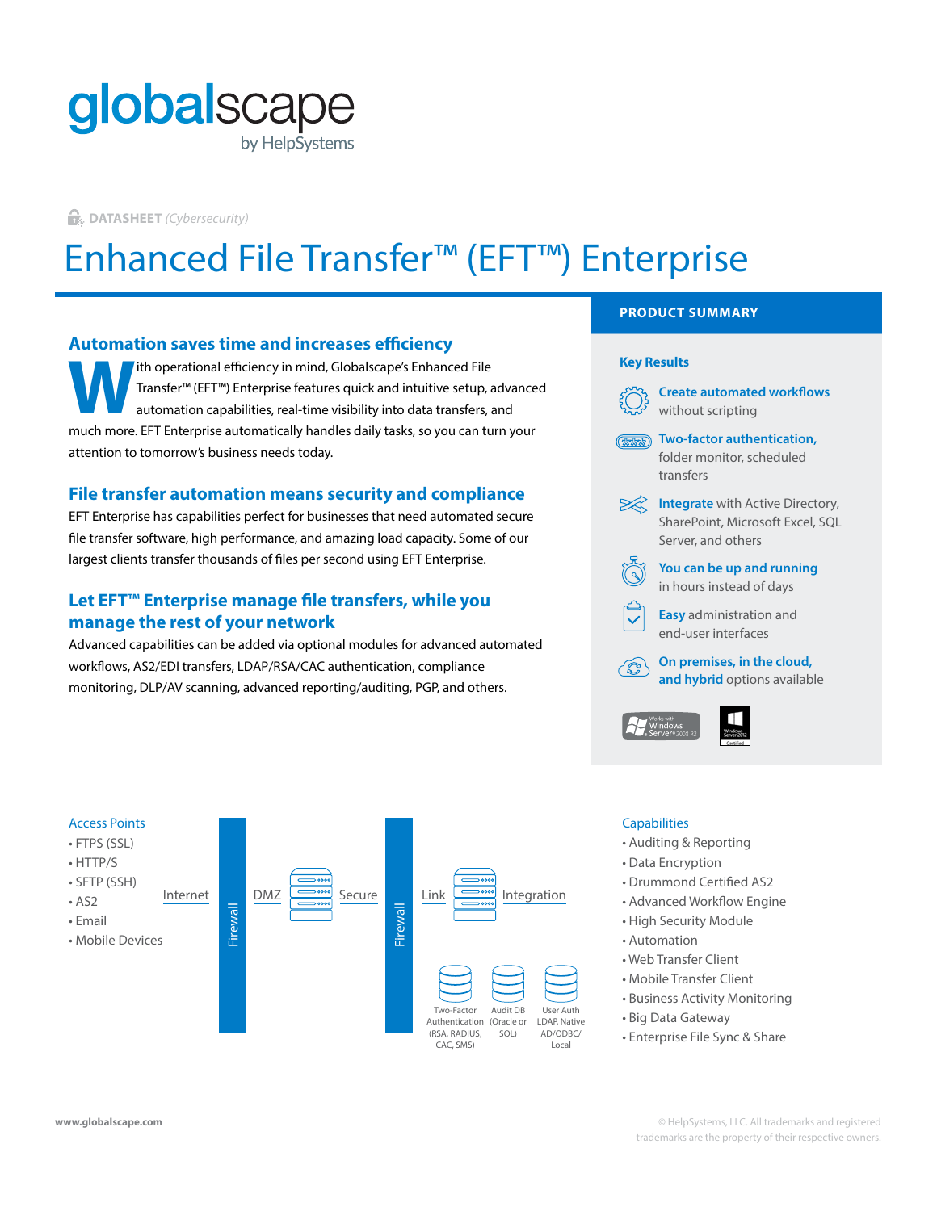globalscape
by HelpSystems

DATASHEET *(Cybersecurity)*

# Enhanced File Transfer™ (EFT™) Enterprise

## Automation saves time and increases efficiency

With operational efficiency in mind, Globalscape's Enhanced File Transfer™ (EFT™) Enterprise features quick and intuitive setup, advanced automation capabilities, real-time visibility into data transfers, and much more. EFT Enterprise automatically handles daily tasks, so you can turn your attention to tomorrow's business needs today.

## File transfer automation means security and compliance

EFT Enterprise has capabilities perfect for businesses that need automated secure file transfer software, high performance, and amazing load capacity. Some of our largest clients transfer thousands of files per second using EFT Enterprise.

## Let EFT™ Enterprise manage file transfers, while you manage the rest of your network

Advanced capabilities can be added via optional modules for advanced automated workflows, AS2/EDI transfers, LDAP/RSA/CAC authentication, compliance monitoring, DLP/AV scanning, advanced reporting/auditing, PGP, and others.

## PRODUCT SUMMARY

### Key Results

- **Create automated workflows** without scripting
- **Two-factor authentication,** folder monitor, scheduled transfers
- **Integrate** with Active Directory, SharePoint, Microsoft Excel, SQL Server, and others
- **You can be up and running** in hours instead of days
- **Easy** administration and end-user interfaces
- **On premises, in the cloud, and hybrid** options available

Works with Windows Server 2008 R2 | Windows Server 2012 Certified

### Access Points

- FTPS (SSL)
- HTTP/S
- SFTP (SSH)
- AS2
- Email
- Mobile Devices

Internet — Firewall — DMZ — Secure — Firewall — Link — Integration

Two-Factor Authentication (RSA, RADIUS, CAC, SMS) | Audit DB (Oracle or SQL) | User Auth LDAP, Native AD/ODBC/ Local

### Capabilities

- Auditing & Reporting
- Data Encryption
- Drummond Certified AS2
- Advanced Workflow Engine
- High Security Module
- Automation
- Web Transfer Client
- Mobile Transfer Client
- Business Activity Monitoring
- Big Data Gateway
- Enterprise File Sync & Share

www.globalscape.com

© HelpSystems, LLC. All trademarks and registered trademarks are the property of their respective owners.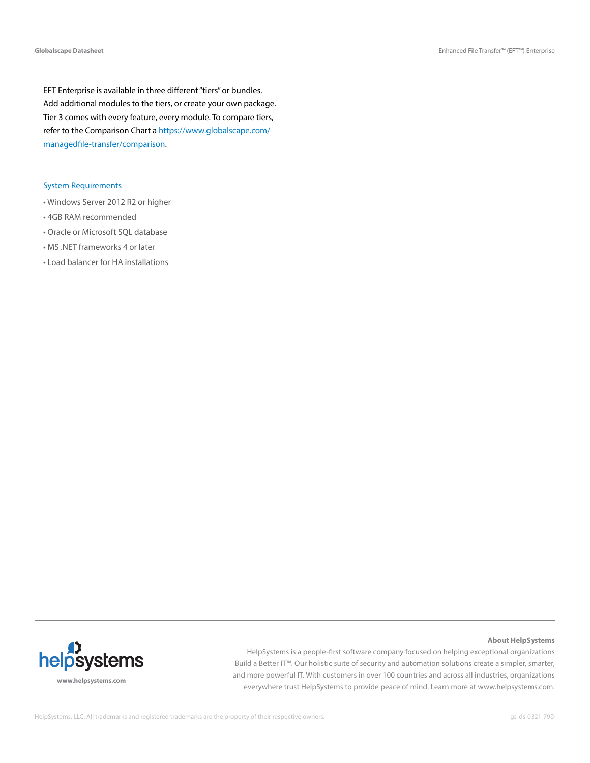EFT Enterprise is available in three different "tiers" or bundles. Add additional modules to the tiers, or create your own package. Tier 3 comes with every feature, every module. To compare tiers, refer to the Comparison Chart a https://www.globalscape.com/managedfile-transfer/comparison.

## System Requirements

- Windows Server 2012 R2 or higher
- 4GB RAM recommended
- Oracle or Microsoft SQL database
- MS .NET frameworks 4 or later
- Load balancer for HA installations

helpsystems

www.helpsystems.com

**About HelpSystems**

HelpSystems is a people-first software company focused on helping exceptional organizations Build a Better IT™. Our holistic suite of security and automation solutions create a simpler, smarter, and more powerful IT. With customers in over 100 countries and across all industries, organizations everywhere trust HelpSystems to provide peace of mind. Learn more at www.helpsystems.com.

HelpSystems, LLC. All trademarks and registered trademarks are the property of their respective owners.

gs-ds-0321-79D